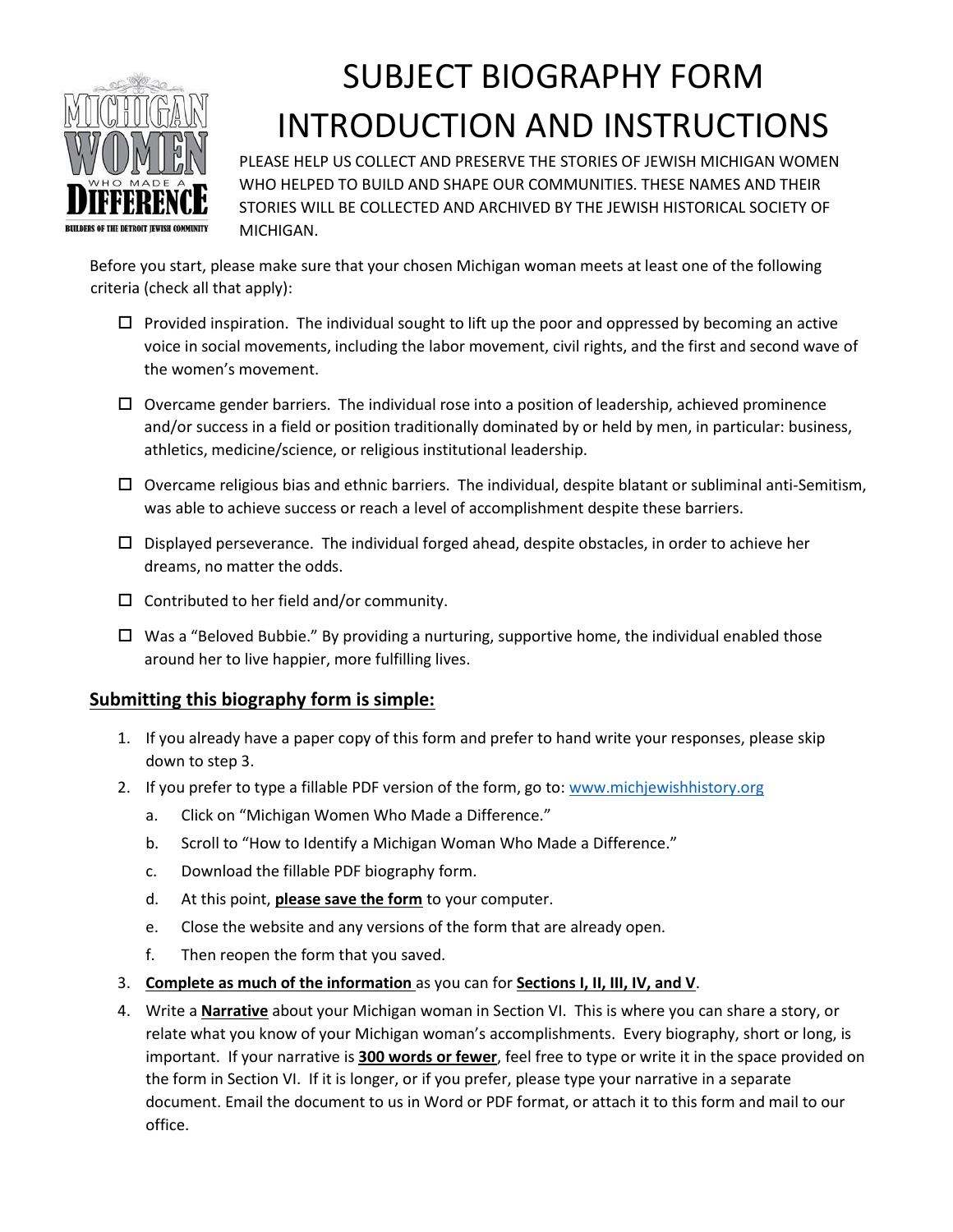# SUBJECT BIOGRAPHY FORM INTRODUCTION AND INSTRUCTIONS

MICHIGAN WOMEN WHO MADE A DIFFERENCE
BUILDERS OF THE DETROIT JEWISH COMMUNITY

PLEASE HELP US COLLECT AND PRESERVE THE STORIES OF JEWISH MICHIGAN WOMEN WHO HELPED TO BUILD AND SHAPE OUR COMMUNITIES. THESE NAMES AND THEIR STORIES WILL BE COLLECTED AND ARCHIVED BY THE JEWISH HISTORICAL SOCIETY OF MICHIGAN.

Before you start, please make sure that your chosen Michigan woman meets at least one of the following criteria (check all that apply):

- ☐ Provided inspiration. The individual sought to lift up the poor and oppressed by becoming an active voice in social movements, including the labor movement, civil rights, and the first and second wave of the women's movement.
- ☐ Overcame gender barriers. The individual rose into a position of leadership, achieved prominence and/or success in a field or position traditionally dominated by or held by men, in particular: business, athletics, medicine/science, or religious institutional leadership.
- ☐ Overcame religious bias and ethnic barriers. The individual, despite blatant or subliminal anti-Semitism, was able to achieve success or reach a level of accomplishment despite these barriers.
- ☐ Displayed perseverance. The individual forged ahead, despite obstacles, in order to achieve her dreams, no matter the odds.
- ☐ Contributed to her field and/or community.
- ☐ Was a "Beloved Bubbie." By providing a nurturing, supportive home, the individual enabled those around her to live happier, more fulfilling lives.

## Submitting this biography form is simple:

1. If you already have a paper copy of this form and prefer to hand write your responses, please skip down to step 3.
2. If you prefer to type a fillable PDF version of the form, go to: www.michjewishhistory.org
   a. Click on "Michigan Women Who Made a Difference."
   b. Scroll to "How to Identify a Michigan Woman Who Made a Difference."
   c. Download the fillable PDF biography form.
   d. At this point, **please save the form** to your computer.
   e. Close the website and any versions of the form that are already open.
   f. Then reopen the form that you saved.
3. **Complete as much of the information** as you can for **Sections I, II, III, IV, and V**.
4. Write a **Narrative** about your Michigan woman in Section VI. This is where you can share a story, or relate what you know of your Michigan woman's accomplishments. Every biography, short or long, is important. If your narrative is **300 words or fewer**, feel free to type or write it in the space provided on the form in Section VI. If it is longer, or if you prefer, please type your narrative in a separate document. Email the document to us in Word or PDF format, or attach it to this form and mail to our office.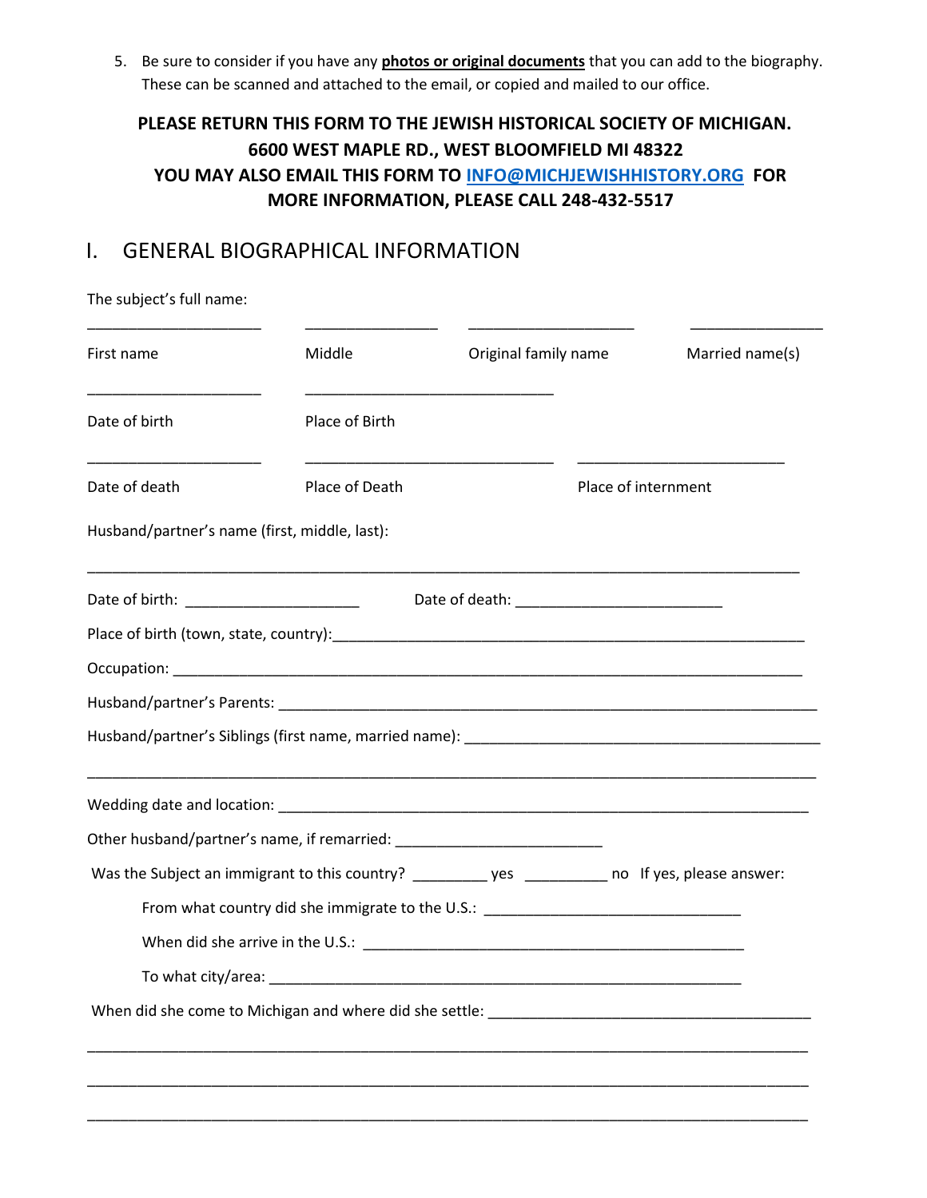5. Be sure to consider if you have any **photos or original documents** that you can add to the biography. These can be scanned and attached to the email, or copied and mailed to our office.

**PLEASE RETURN THIS FORM TO THE JEWISH HISTORICAL SOCIETY OF MICHIGAN. 6600 WEST MAPLE RD., WEST BLOOMFIELD MI 48322 YOU MAY ALSO EMAIL THIS FORM TO [INFO@MICHJEWISHHISTORY.ORG](mailto:INFO@MICHJEWISHHISTORY.ORG) FOR MORE INFORMATION, PLEASE CALL 248-432-5517**

## I. GENERAL BIOGRAPHICAL INFORMATION

The subject's full name:

| ____________________ | ________________ | ____________________ | ________________ |
|---|---|---|---|
| First name | Middle | Original family name | Married name(s) |

| ____________________ | ______________________________ |
|---|---|
| Date of birth | Place of Birth |

| ____________________ | ______________________________ | _________________________ |
|---|---|---|
| Date of death | Place of Death | Place of internment |

Husband/partner's name (first, middle, last):

____________________________________________________________________________________

Date of birth: ____________________ Date of death: ________________________

Place of birth (town, state, country):________________________________________________________

Occupation: __________________________________________________________________________

Husband/partner's Parents: ______________________________________________________________

Husband/partner's Siblings (first name, married name): __________________________________________

____________________________________________________________________________________

Wedding date and location: ______________________________________________________________

Other husband/partner's name, if remarried: ________________________

Was the Subject an immigrant to this country? _________ yes __________ no If yes, please answer:

From what country did she immigrate to the U.S.: ______________________________

When did she arrive in the U.S.: ____________________________________________

To what city/area: ______________________________________________________

When did she come to Michigan and where did she settle: ______________________________________

____________________________________________________________________________________

____________________________________________________________________________________

____________________________________________________________________________________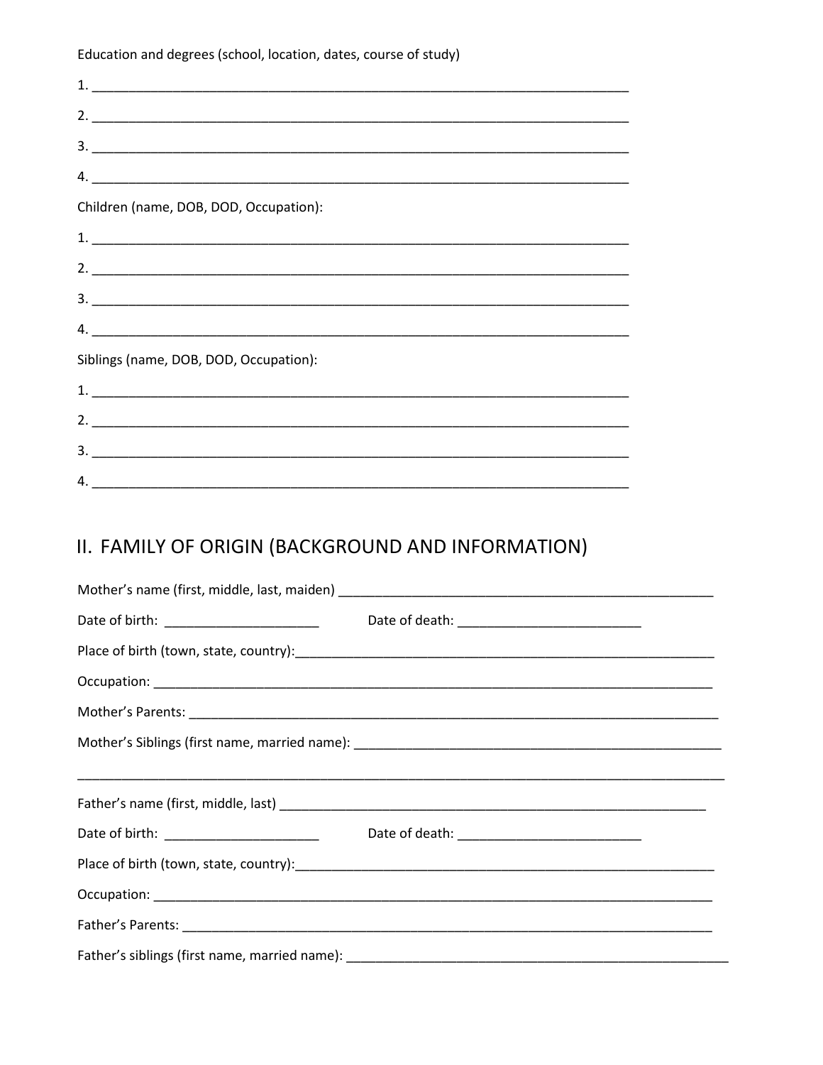Education and degrees (school, location, dates, course of study)

1. ___________________________________________________________________________
2. ___________________________________________________________________________
3. ___________________________________________________________________________
4. ___________________________________________________________________________

Children (name, DOB, DOD, Occupation):

1. ___________________________________________________________________________
2. ___________________________________________________________________________
3. ___________________________________________________________________________
4. ___________________________________________________________________________

Siblings (name, DOB, DOD, Occupation):

1. ___________________________________________________________________________
2. ___________________________________________________________________________
3. ___________________________________________________________________________
4. ___________________________________________________________________________

## II. FAMILY OF ORIGIN (BACKGROUND AND INFORMATION)

Mother's name (first, middle, last, maiden) _____________________________________________________

Date of birth: _____________________ Date of death: _________________________

Place of birth (town, state, country):____________________________________________________________

Occupation: _______________________________________________________________________________

Mother's Parents: ___________________________________________________________________________

Mother's Siblings (first name, married name): _____________________________________________________

_____________________________________________________________________________________________

Father's name (first, middle, last) _____________________________________________________________

Date of birth: _____________________ Date of death: _________________________

Place of birth (town, state, country):____________________________________________________________

Occupation: _______________________________________________________________________________

Father's Parents: ___________________________________________________________________________

Father's siblings (first name, married name): ______________________________________________________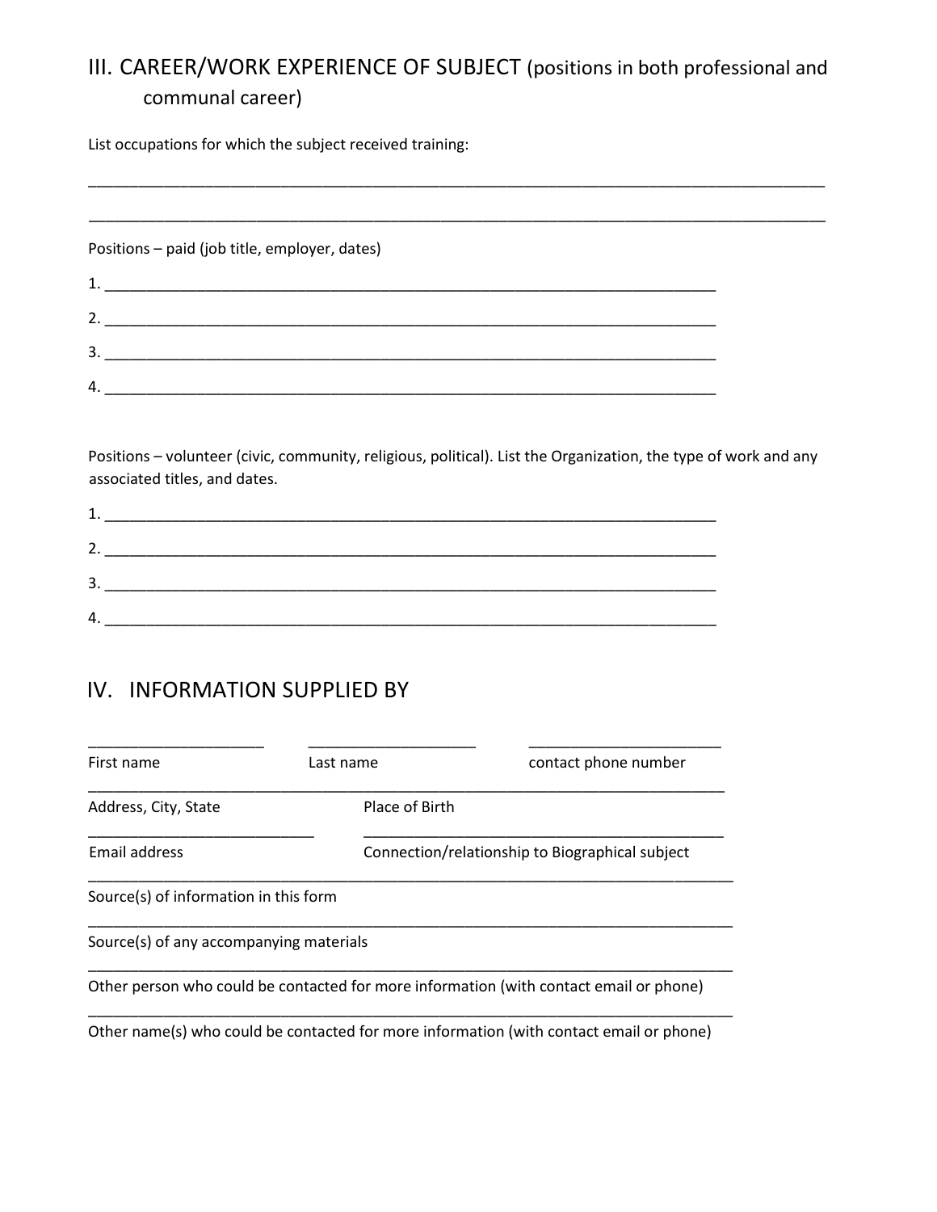## III. CAREER/WORK EXPERIENCE OF SUBJECT (positions in both professional and communal career)

List occupations for which the subject received training:

______________________________________________________________________________________

______________________________________________________________________________________

Positions – paid (job title, employer, dates)

1. ________________________________________________________________________
2. ________________________________________________________________________
3. ________________________________________________________________________
4. ________________________________________________________________________

Positions – volunteer (civic, community, religious, political). List the Organization, the type of work and any associated titles, and dates.

1. ________________________________________________________________________
2. ________________________________________________________________________
3. ________________________________________________________________________
4. ________________________________________________________________________

## IV. INFORMATION SUPPLIED BY

_____________________ _____________________ _______________________

First name Last name contact phone number

_____________________________________________________________________________

Address, City, State Place of Birth

___________________________ ___________________________________________

Email address Connection/relationship to Biographical subject

_____________________________________________________________________________

Source(s) of information in this form

_____________________________________________________________________________

Source(s) of any accompanying materials

_____________________________________________________________________________

Other person who could be contacted for more information (with contact email or phone)

_____________________________________________________________________________

Other name(s) who could be contacted for more information (with contact email or phone)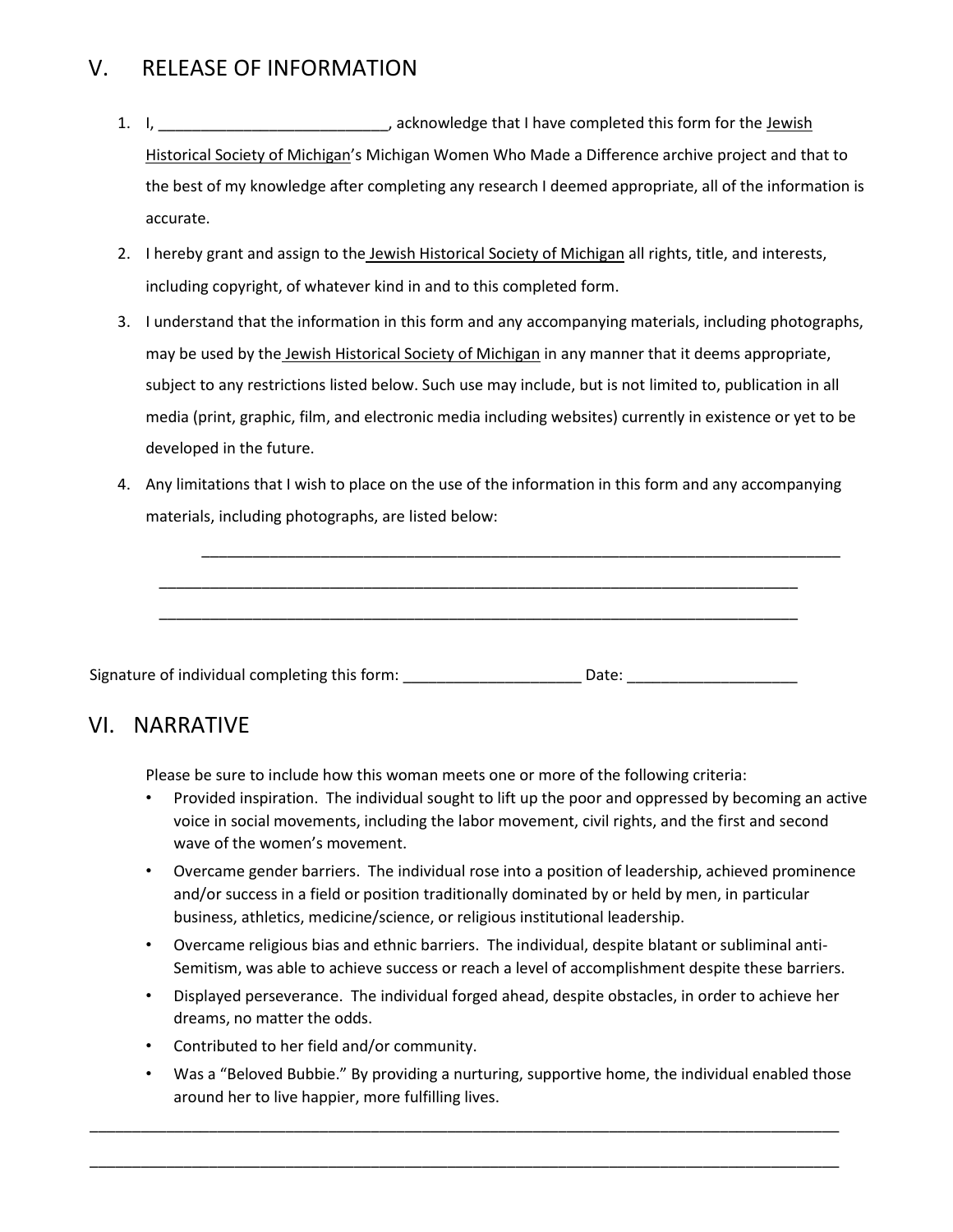## V. RELEASE OF INFORMATION

1. I, __________________________, acknowledge that I have completed this form for the Jewish Historical Society of Michigan's Michigan Women Who Made a Difference archive project and that to the best of my knowledge after completing any research I deemed appropriate, all of the information is accurate.
2. I hereby grant and assign to the Jewish Historical Society of Michigan all rights, title, and interests, including copyright, of whatever kind in and to this completed form.
3. I understand that the information in this form and any accompanying materials, including photographs, may be used by the Jewish Historical Society of Michigan in any manner that it deems appropriate, subject to any restrictions listed below. Such use may include, but is not limited to, publication in all media (print, graphic, film, and electronic media including websites) currently in existence or yet to be developed in the future.
4. Any limitations that I wish to place on the use of the information in this form and any accompanying materials, including photographs, are listed below:

    ______________________________________________________________________________

    ______________________________________________________________________________

    ______________________________________________________________________________

Signature of individual completing this form: _____________________ Date: ____________________

## VI. NARRATIVE

Please be sure to include how this woman meets one or more of the following criteria:

- Provided inspiration. The individual sought to lift up the poor and oppressed by becoming an active voice in social movements, including the labor movement, civil rights, and the first and second wave of the women's movement.
- Overcame gender barriers. The individual rose into a position of leadership, achieved prominence and/or success in a field or position traditionally dominated by or held by men, in particular business, athletics, medicine/science, or religious institutional leadership.
- Overcame religious bias and ethnic barriers. The individual, despite blatant or subliminal anti-Semitism, was able to achieve success or reach a level of accomplishment despite these barriers.
- Displayed perseverance. The individual forged ahead, despite obstacles, in order to achieve her dreams, no matter the odds.
- Contributed to her field and/or community.
- Was a "Beloved Bubbie." By providing a nurturing, supportive home, the individual enabled those around her to live happier, more fulfilling lives.

______________________________________________________________________________________________

______________________________________________________________________________________________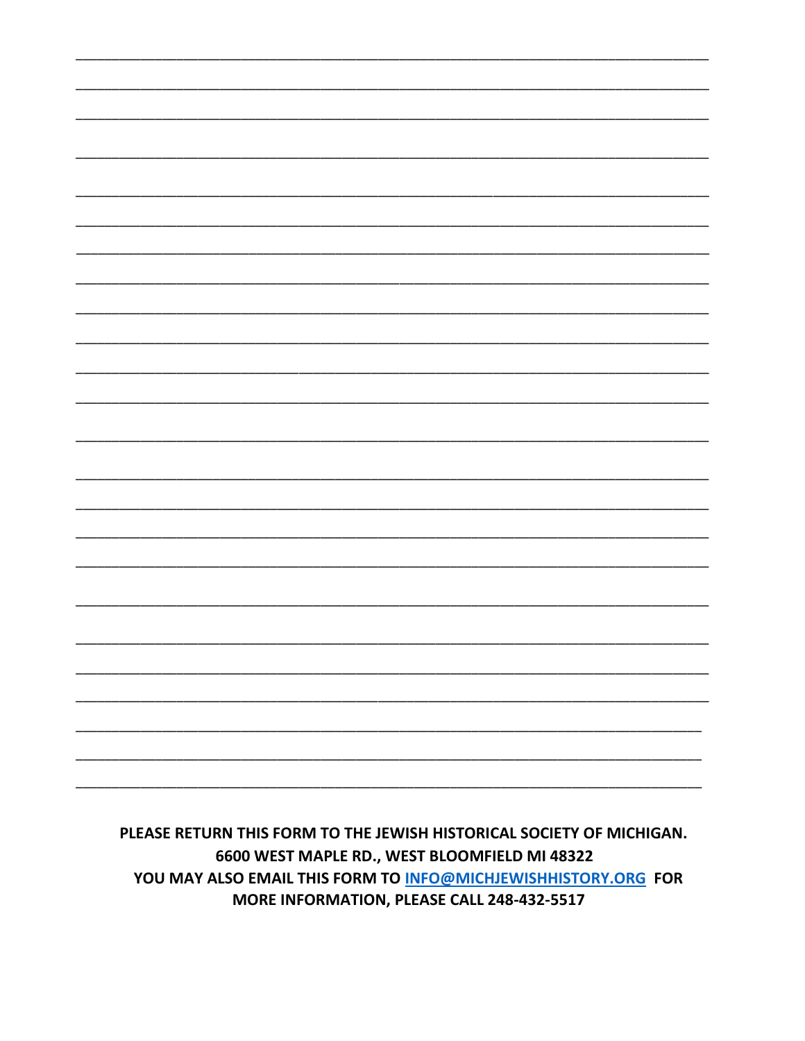______________________________________________________________________________

______________________________________________________________________________

______________________________________________________________________________

______________________________________________________________________________

______________________________________________________________________________

______________________________________________________________________________

______________________________________________________________________________

______________________________________________________________________________

______________________________________________________________________________

______________________________________________________________________________

______________________________________________________________________________

______________________________________________________________________________

______________________________________________________________________________

______________________________________________________________________________

______________________________________________________________________________

______________________________________________________________________________

______________________________________________________________________________

______________________________________________________________________________

______________________________________________________________________________

______________________________________________________________________________

______________________________________________________________________________

______________________________________________________________________________

______________________________________________________________________________

______________________________________________________________________________

**PLEASE RETURN THIS FORM TO THE JEWISH HISTORICAL SOCIETY OF MICHIGAN.**
**6600 WEST MAPLE RD., WEST BLOOMFIELD MI 48322**
**YOU MAY ALSO EMAIL THIS FORM TO INFO@MICHJEWISHHISTORY.ORG FOR MORE INFORMATION, PLEASE CALL 248-432-5517**